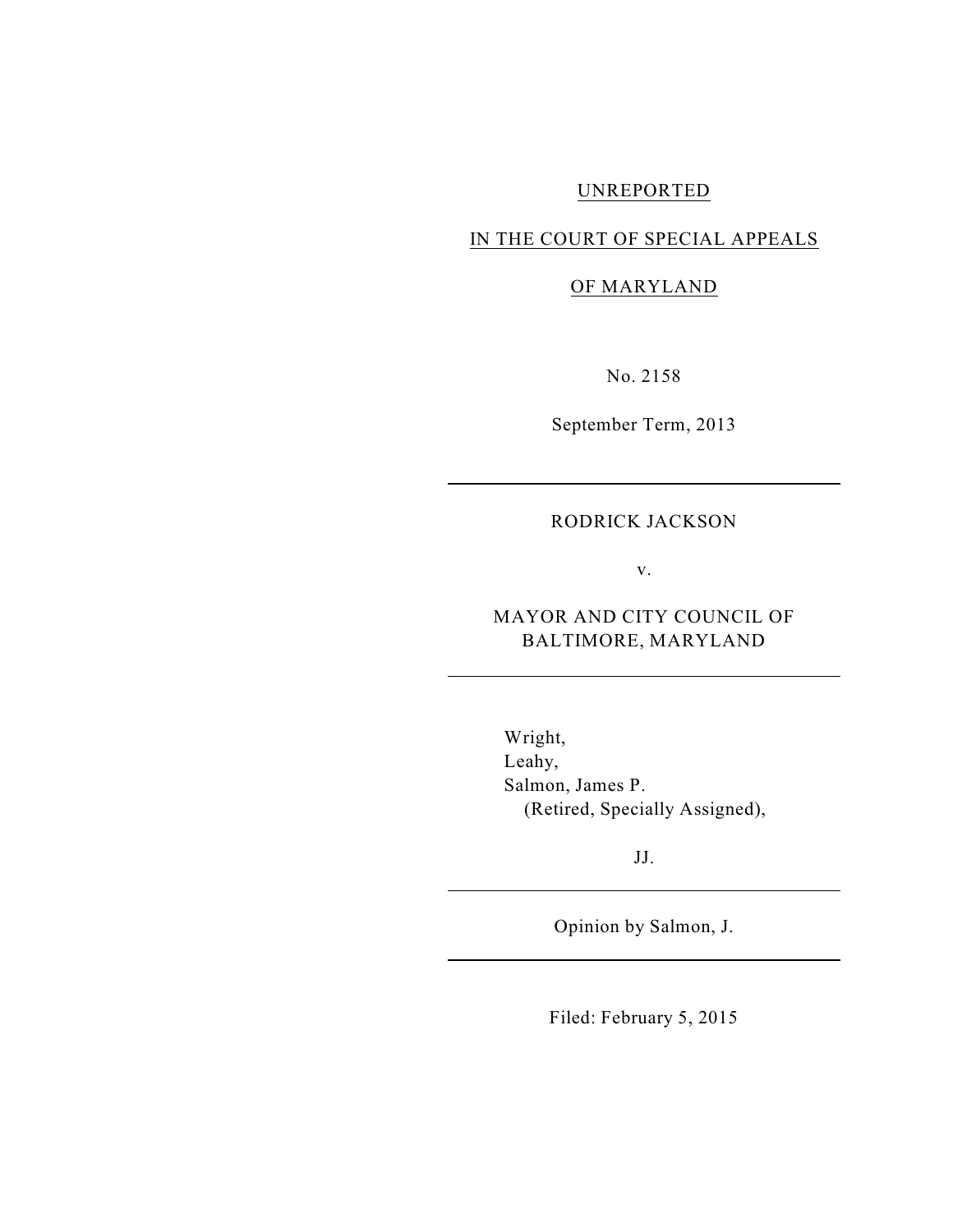UNREPORTED

IN THE COURT OF SPECIAL APPEALS

OF MARYLAND

No. 2158

September Term, 2013

---

RODRICK JACKSON

v.

MAYOR AND CITY COUNCIL OF BALTIMORE, MARYLAND

---

Wright,
Leahy,
Salmon, James P.
(Retired, Specially Assigned),

JJ.

---

Opinion by Salmon, J.

---

Filed: February 5, 2015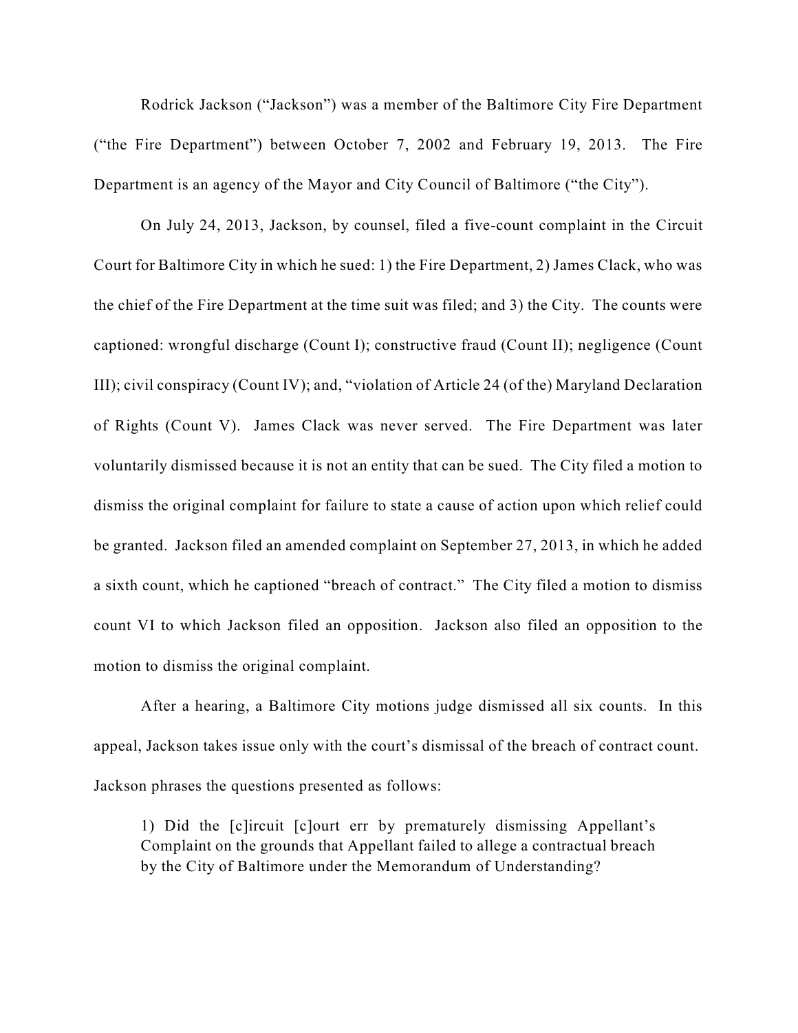Rodrick Jackson ("Jackson") was a member of the Baltimore City Fire Department ("the Fire Department") between October 7, 2002 and February 19, 2013. The Fire Department is an agency of the Mayor and City Council of Baltimore ("the City").

On July 24, 2013, Jackson, by counsel, filed a five-count complaint in the Circuit Court for Baltimore City in which he sued: 1) the Fire Department, 2) James Clack, who was the chief of the Fire Department at the time suit was filed; and 3) the City. The counts were captioned: wrongful discharge (Count I); constructive fraud (Count II); negligence (Count III); civil conspiracy (Count IV); and, "violation of Article 24 (of the) Maryland Declaration of Rights (Count V). James Clack was never served. The Fire Department was later voluntarily dismissed because it is not an entity that can be sued. The City filed a motion to dismiss the original complaint for failure to state a cause of action upon which relief could be granted. Jackson filed an amended complaint on September 27, 2013, in which he added a sixth count, which he captioned "breach of contract." The City filed a motion to dismiss count VI to which Jackson filed an opposition. Jackson also filed an opposition to the motion to dismiss the original complaint.

After a hearing, a Baltimore City motions judge dismissed all six counts. In this appeal, Jackson takes issue only with the court's dismissal of the breach of contract count. Jackson phrases the questions presented as follows:

> 1) Did the [c]ircuit [c]ourt err by prematurely dismissing Appellant's Complaint on the grounds that Appellant failed to allege a contractual breach by the City of Baltimore under the Memorandum of Understanding?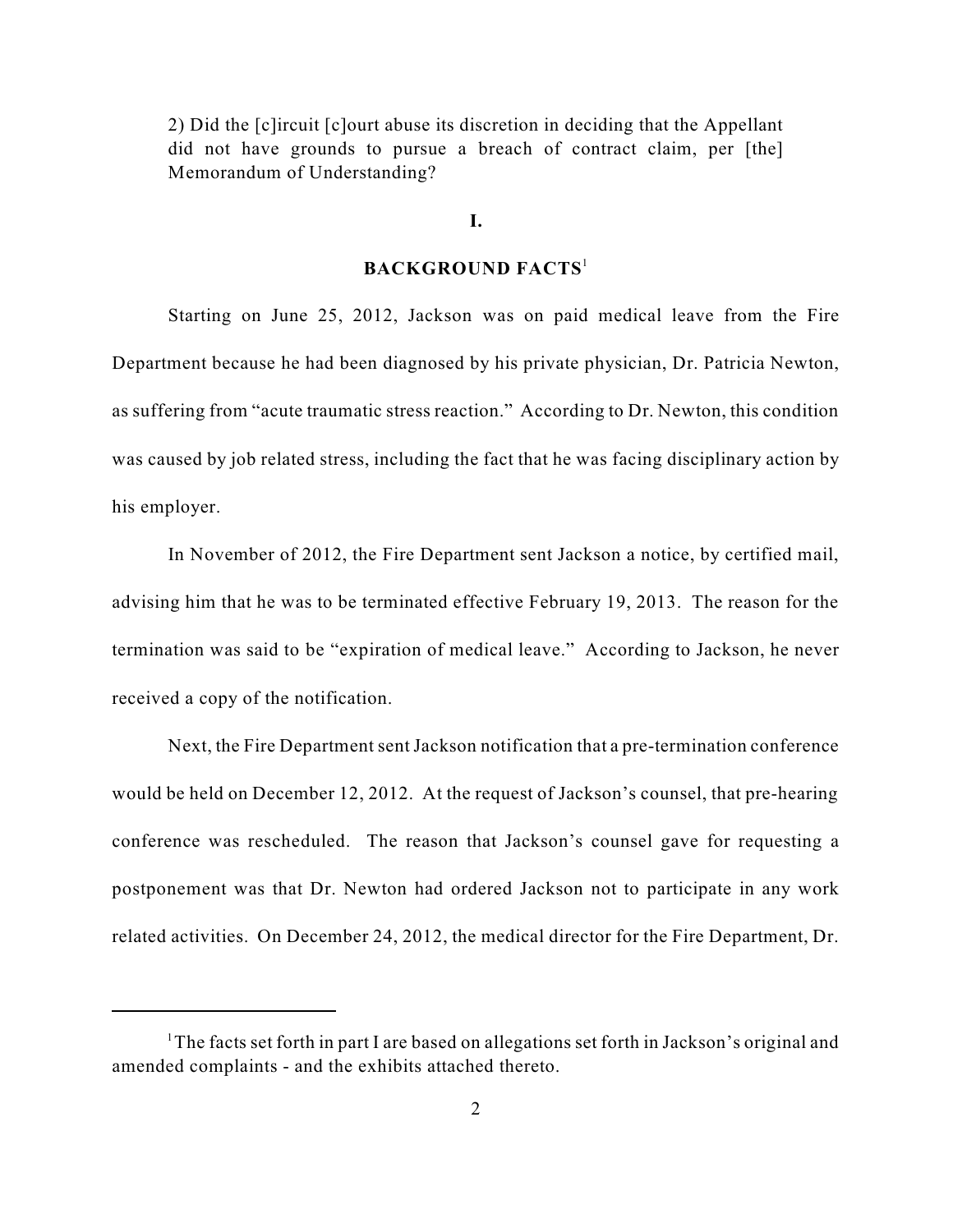2) Did the [c]ircuit [c]ourt abuse its discretion in deciding that the Appellant did not have grounds to pursue a breach of contract claim, per [the] Memorandum of Understanding?

## I.

## BACKGROUND FACTS[1]

Starting on June 25, 2012, Jackson was on paid medical leave from the Fire Department because he had been diagnosed by his private physician, Dr. Patricia Newton, as suffering from "acute traumatic stress reaction." According to Dr. Newton, this condition was caused by job related stress, including the fact that he was facing disciplinary action by his employer.

In November of 2012, the Fire Department sent Jackson a notice, by certified mail, advising him that he was to be terminated effective February 19, 2013. The reason for the termination was said to be "expiration of medical leave." According to Jackson, he never received a copy of the notification.

Next, the Fire Department sent Jackson notification that a pre-termination conference would be held on December 12, 2012. At the request of Jackson's counsel, that pre-hearing conference was rescheduled. The reason that Jackson's counsel gave for requesting a postponement was that Dr. Newton had ordered Jackson not to participate in any work related activities. On December 24, 2012, the medical director for the Fire Department, Dr.

[1] The facts set forth in part I are based on allegations set forth in Jackson's original and amended complaints - and the exhibits attached thereto.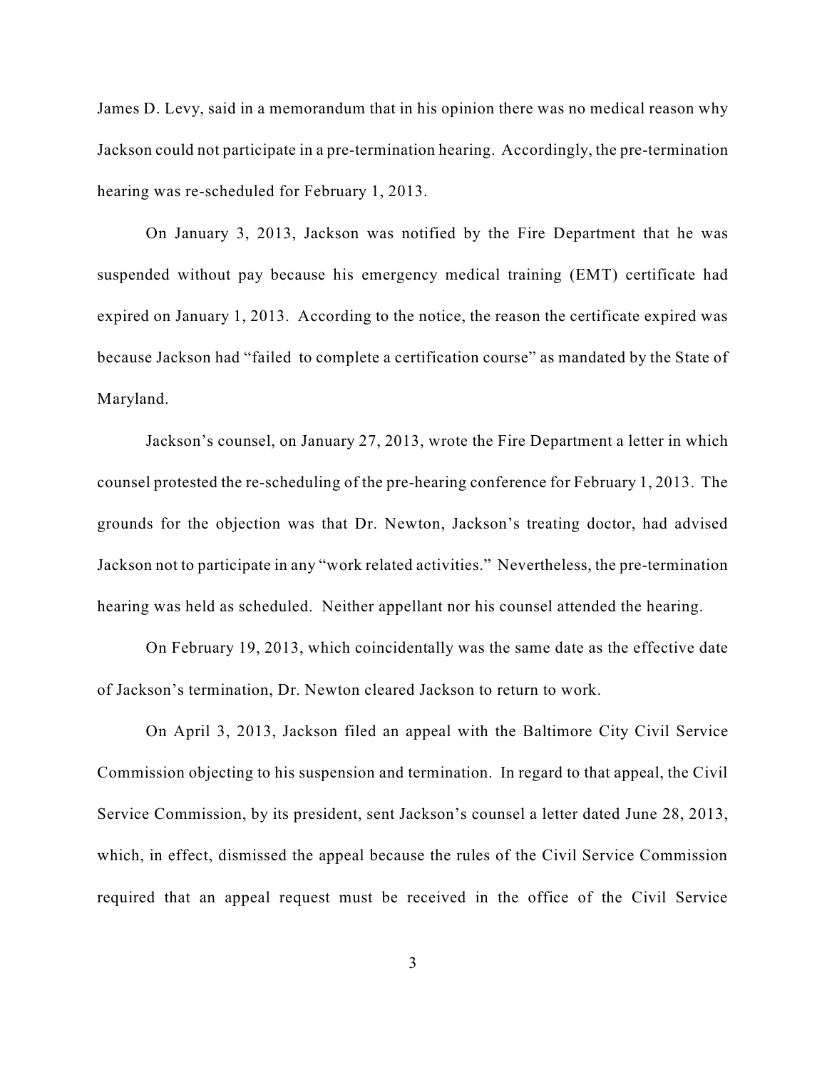James D. Levy, said in a memorandum that in his opinion there was no medical reason why Jackson could not participate in a pre-termination hearing. Accordingly, the pre-termination hearing was re-scheduled for February 1, 2013.

On January 3, 2013, Jackson was notified by the Fire Department that he was suspended without pay because his emergency medical training (EMT) certificate had expired on January 1, 2013. According to the notice, the reason the certificate expired was because Jackson had "failed to complete a certification course" as mandated by the State of Maryland.

Jackson's counsel, on January 27, 2013, wrote the Fire Department a letter in which counsel protested the re-scheduling of the pre-hearing conference for February 1, 2013. The grounds for the objection was that Dr. Newton, Jackson's treating doctor, had advised Jackson not to participate in any "work related activities." Nevertheless, the pre-termination hearing was held as scheduled. Neither appellant nor his counsel attended the hearing.

On February 19, 2013, which coincidentally was the same date as the effective date of Jackson's termination, Dr. Newton cleared Jackson to return to work.

On April 3, 2013, Jackson filed an appeal with the Baltimore City Civil Service Commission objecting to his suspension and termination. In regard to that appeal, the Civil Service Commission, by its president, sent Jackson's counsel a letter dated June 28, 2013, which, in effect, dismissed the appeal because the rules of the Civil Service Commission required that an appeal request must be received in the office of the Civil Service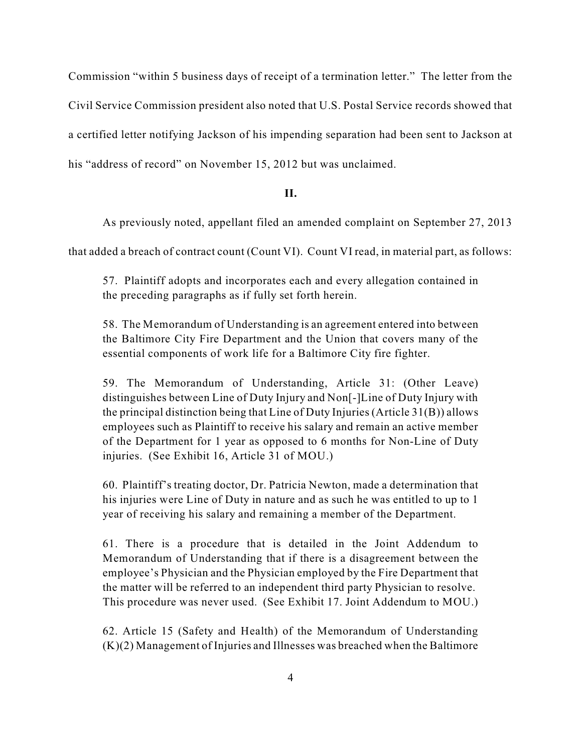Commission "within 5 business days of receipt of a termination letter." The letter from the Civil Service Commission president also noted that U.S. Postal Service records showed that a certified letter notifying Jackson of his impending separation had been sent to Jackson at his "address of record" on November 15, 2012 but was unclaimed.

**II.**

As previously noted, appellant filed an amended complaint on September 27, 2013 that added a breach of contract count (Count VI). Count VI read, in material part, as follows:

> 57. Plaintiff adopts and incorporates each and every allegation contained in the preceding paragraphs as if fully set forth herein.
>
> 58. The Memorandum of Understanding is an agreement entered into between the Baltimore City Fire Department and the Union that covers many of the essential components of work life for a Baltimore City fire fighter.
>
> 59. The Memorandum of Understanding, Article 31: (Other Leave) distinguishes between Line of Duty Injury and Non[-]Line of Duty Injury with the principal distinction being that Line of Duty Injuries (Article 31(B)) allows employees such as Plaintiff to receive his salary and remain an active member of the Department for 1 year as opposed to 6 months for Non-Line of Duty injuries. (See Exhibit 16, Article 31 of MOU.)
>
> 60. Plaintiff's treating doctor, Dr. Patricia Newton, made a determination that his injuries were Line of Duty in nature and as such he was entitled to up to 1 year of receiving his salary and remaining a member of the Department.
>
> 61. There is a procedure that is detailed in the Joint Addendum to Memorandum of Understanding that if there is a disagreement between the employee's Physician and the Physician employed by the Fire Department that the matter will be referred to an independent third party Physician to resolve. This procedure was never used. (See Exhibit 17. Joint Addendum to MOU.)
>
> 62. Article 15 (Safety and Health) of the Memorandum of Understanding (K)(2) Management of Injuries and Illnesses was breached when the Baltimore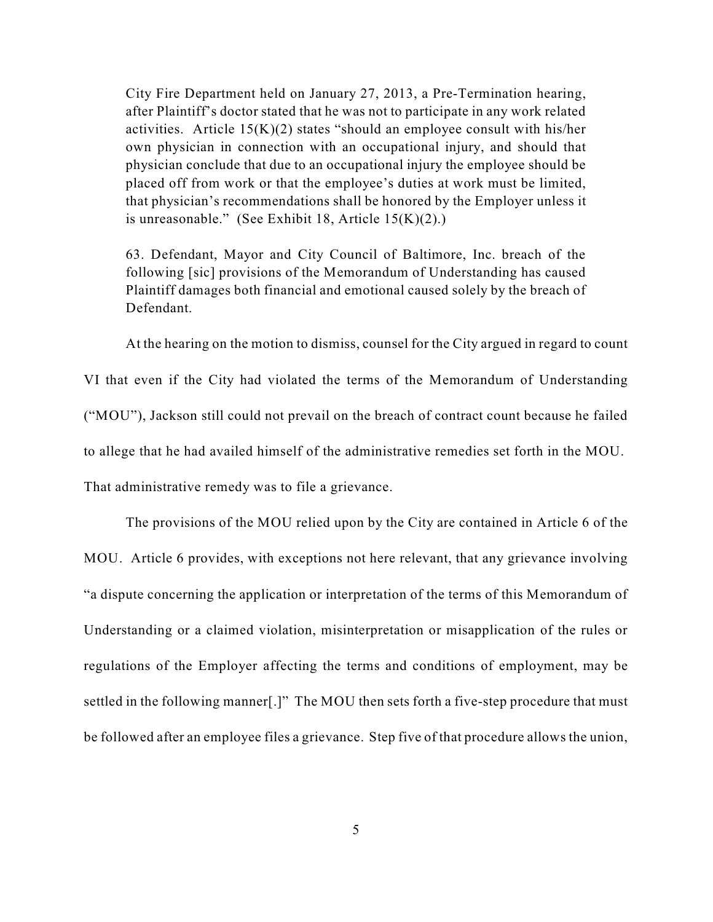> City Fire Department held on January 27, 2013, a Pre-Termination hearing, after Plaintiff's doctor stated that he was not to participate in any work related activities. Article 15(K)(2) states "should an employee consult with his/her own physician in connection with an occupational injury, and should that physician conclude that due to an occupational injury the employee should be placed off from work or that the employee's duties at work must be limited, that physician's recommendations shall be honored by the Employer unless it is unreasonable." (See Exhibit 18, Article 15(K)(2).)
>
> 63. Defendant, Mayor and City Council of Baltimore, Inc. breach of the following [sic] provisions of the Memorandum of Understanding has caused Plaintiff damages both financial and emotional caused solely by the breach of Defendant.

At the hearing on the motion to dismiss, counsel for the City argued in regard to count VI that even if the City had violated the terms of the Memorandum of Understanding ("MOU"), Jackson still could not prevail on the breach of contract count because he failed to allege that he had availed himself of the administrative remedies set forth in the MOU. That administrative remedy was to file a grievance.

The provisions of the MOU relied upon by the City are contained in Article 6 of the MOU. Article 6 provides, with exceptions not here relevant, that any grievance involving "a dispute concerning the application or interpretation of the terms of this Memorandum of Understanding or a claimed violation, misinterpretation or misapplication of the rules or regulations of the Employer affecting the terms and conditions of employment, may be settled in the following manner[.]" The MOU then sets forth a five-step procedure that must be followed after an employee files a grievance. Step five of that procedure allows the union,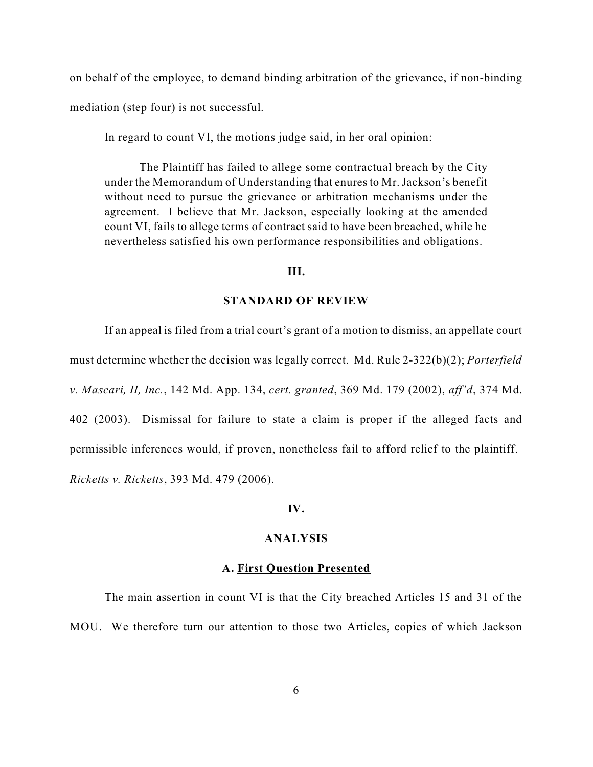on behalf of the employee, to demand binding arbitration of the grievance, if non-binding mediation (step four) is not successful.

In regard to count VI, the motions judge said, in her oral opinion:

> The Plaintiff has failed to allege some contractual breach by the City under the Memorandum of Understanding that enures to Mr. Jackson's benefit without need to pursue the grievance or arbitration mechanisms under the agreement. I believe that Mr. Jackson, especially looking at the amended count VI, fails to allege terms of contract said to have been breached, while he nevertheless satisfied his own performance responsibilities and obligations.

## III.

## STANDARD OF REVIEW

If an appeal is filed from a trial court's grant of a motion to dismiss, an appellate court must determine whether the decision was legally correct. Md. Rule 2-322(b)(2); *Porterfield v. Mascari, II, Inc.*, 142 Md. App. 134, *cert. granted*, 369 Md. 179 (2002), *aff'd*, 374 Md. 402 (2003). Dismissal for failure to state a claim is proper if the alleged facts and permissible inferences would, if proven, nonetheless fail to afford relief to the plaintiff. *Ricketts v. Ricketts*, 393 Md. 479 (2006).

## IV.

## ANALYSIS

### A. First Question Presented

The main assertion in count VI is that the City breached Articles 15 and 31 of the MOU. We therefore turn our attention to those two Articles, copies of which Jackson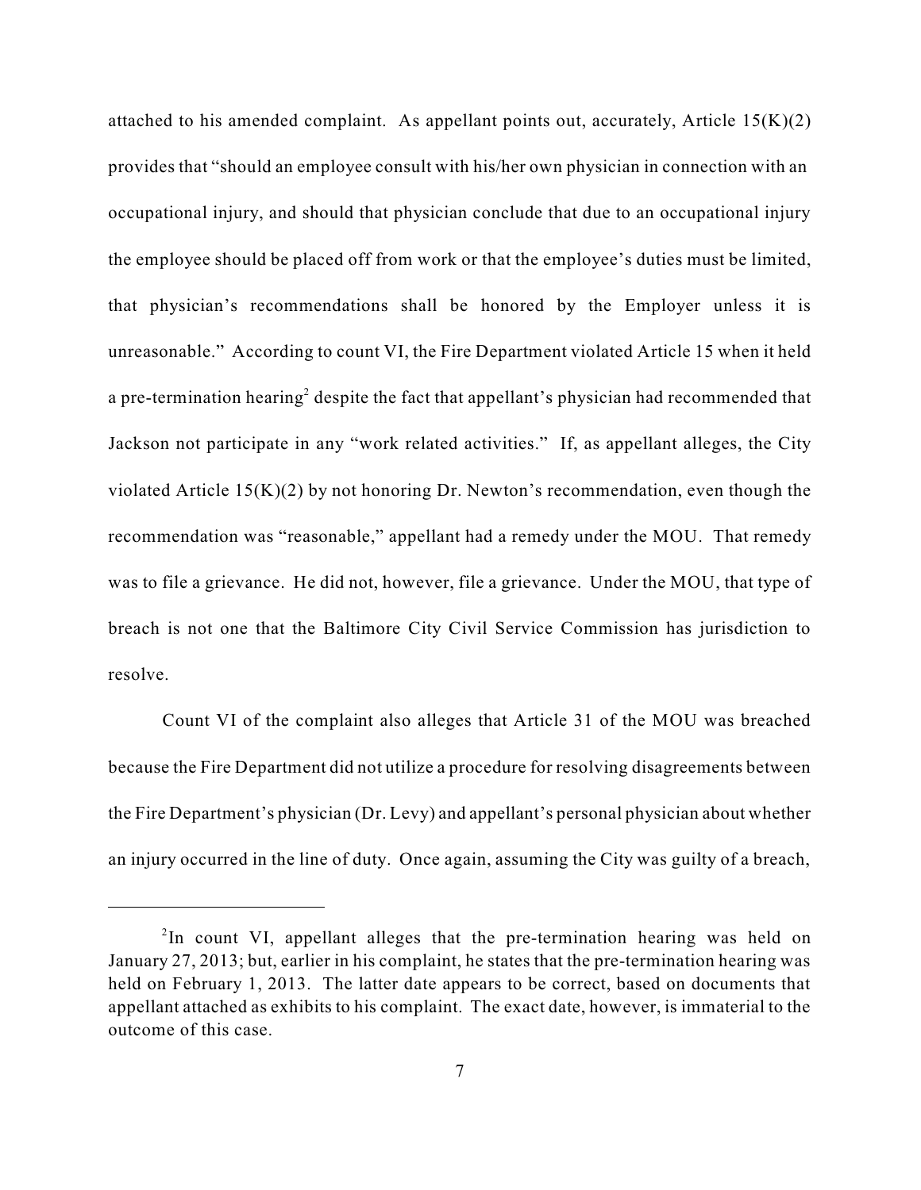attached to his amended complaint. As appellant points out, accurately, Article 15(K)(2) provides that "should an employee consult with his/her own physician in connection with an occupational injury, and should that physician conclude that due to an occupational injury the employee should be placed off from work or that the employee's duties must be limited, that physician's recommendations shall be honored by the Employer unless it is unreasonable." According to count VI, the Fire Department violated Article 15 when it held a pre-termination hearing[2] despite the fact that appellant's physician had recommended that Jackson not participate in any "work related activities." If, as appellant alleges, the City violated Article 15(K)(2) by not honoring Dr. Newton's recommendation, even though the recommendation was "reasonable," appellant had a remedy under the MOU. That remedy was to file a grievance. He did not, however, file a grievance. Under the MOU, that type of breach is not one that the Baltimore City Civil Service Commission has jurisdiction to resolve.

Count VI of the complaint also alleges that Article 31 of the MOU was breached because the Fire Department did not utilize a procedure for resolving disagreements between the Fire Department's physician (Dr. Levy) and appellant's personal physician about whether an injury occurred in the line of duty. Once again, assuming the City was guilty of a breach,

---

[2]In count VI, appellant alleges that the pre-termination hearing was held on January 27, 2013; but, earlier in his complaint, he states that the pre-termination hearing was held on February 1, 2013. The latter date appears to be correct, based on documents that appellant attached as exhibits to his complaint. The exact date, however, is immaterial to the outcome of this case.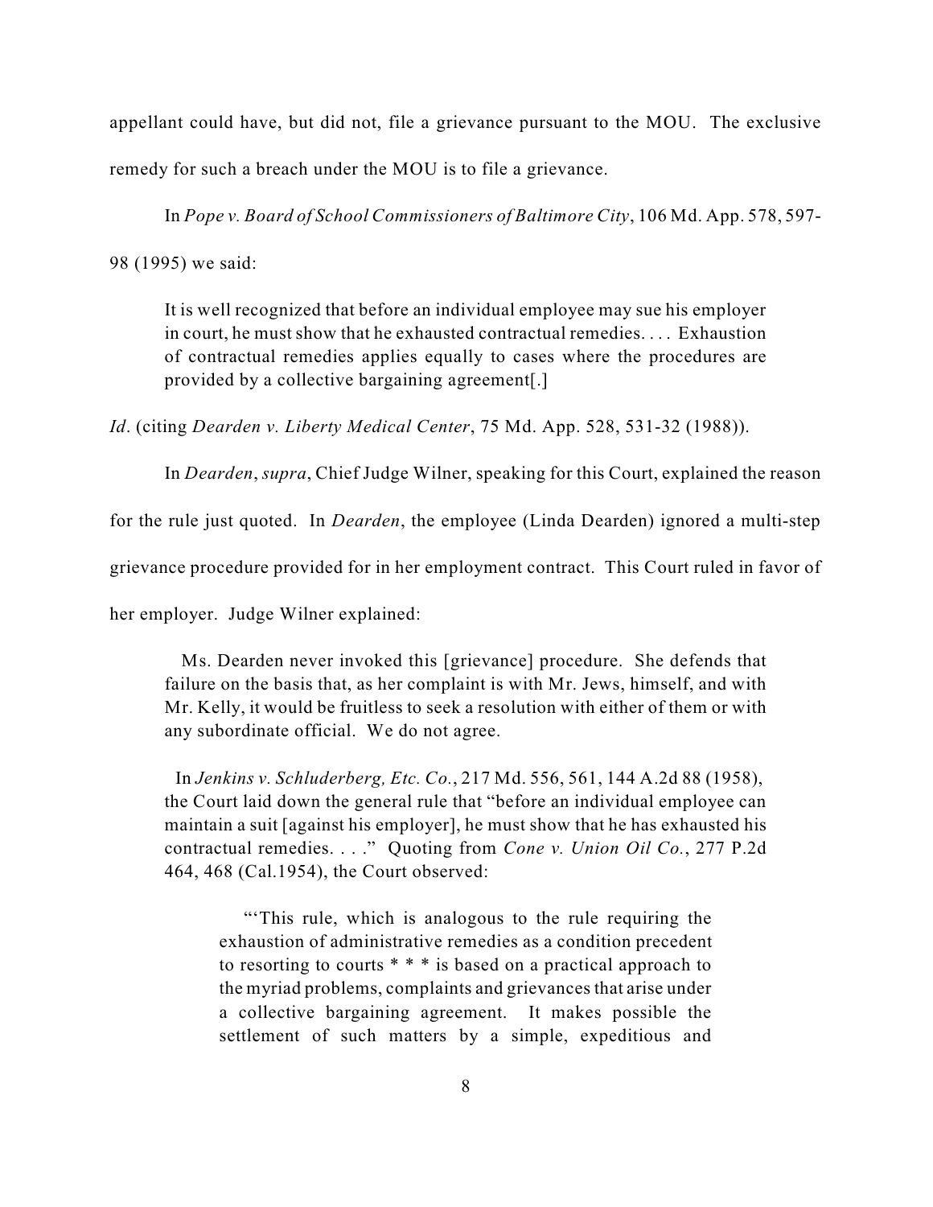appellant could have, but did not, file a grievance pursuant to the MOU. The exclusive remedy for such a breach under the MOU is to file a grievance.

In *Pope v. Board of School Commissioners of Baltimore City*, 106 Md. App. 578, 597-98 (1995) we said:

> It is well recognized that before an individual employee may sue his employer in court, he must show that he exhausted contractual remedies. . . . Exhaustion of contractual remedies applies equally to cases where the procedures are provided by a collective bargaining agreement[.]

*Id*. (citing *Dearden v. Liberty Medical Center*, 75 Md. App. 528, 531-32 (1988)).

In *Dearden*, *supra*, Chief Judge Wilner, speaking for this Court, explained the reason for the rule just quoted. In *Dearden*, the employee (Linda Dearden) ignored a multi-step grievance procedure provided for in her employment contract. This Court ruled in favor of her employer. Judge Wilner explained:

> Ms. Dearden never invoked this [grievance] procedure. She defends that failure on the basis that, as her complaint is with Mr. Jews, himself, and with Mr. Kelly, it would be fruitless to seek a resolution with either of them or with any subordinate official. We do not agree.
>
> In *Jenkins v. Schluderberg, Etc. Co.*, 217 Md. 556, 561, 144 A.2d 88 (1958), the Court laid down the general rule that "before an individual employee can maintain a suit [against his employer], he must show that he has exhausted his contractual remedies. . . ." Quoting from *Cone v. Union Oil Co.*, 277 P.2d 464, 468 (Cal.1954), the Court observed:
>
> > "'This rule, which is analogous to the rule requiring the exhaustion of administrative remedies as a condition precedent to resorting to courts * * * is based on a practical approach to the myriad problems, complaints and grievances that arise under a collective bargaining agreement. It makes possible the settlement of such matters by a simple, expeditious and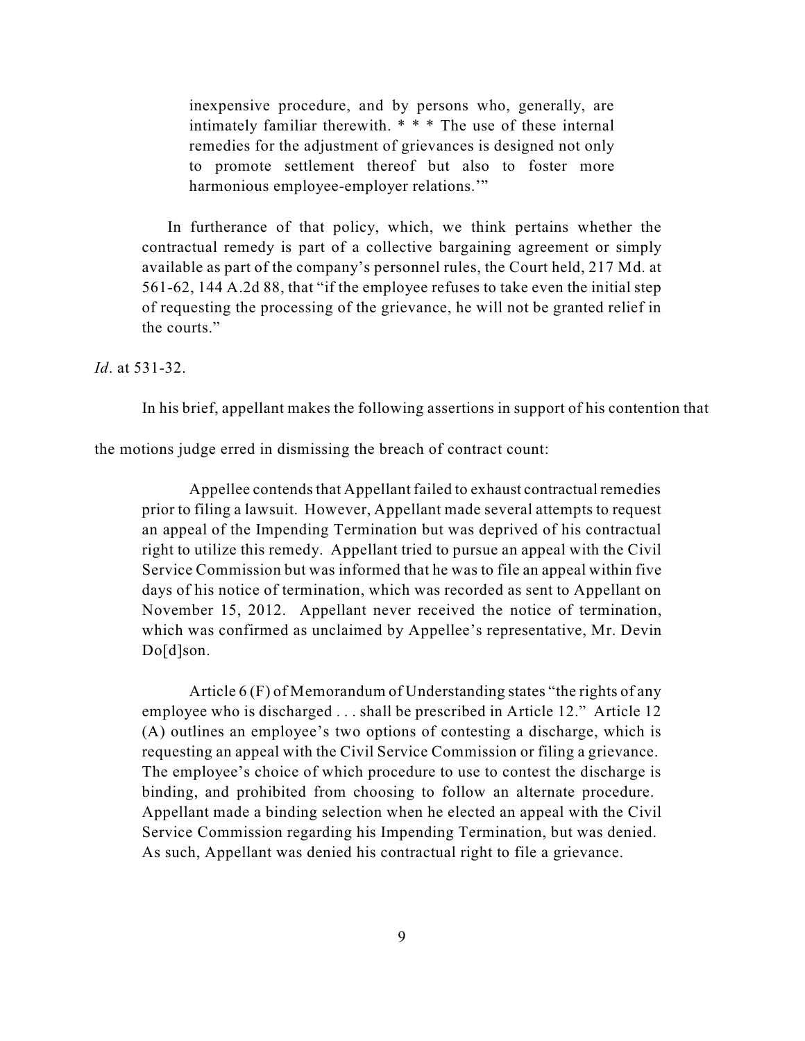> inexpensive procedure, and by persons who, generally, are intimately familiar therewith. * * * The use of these internal remedies for the adjustment of grievances is designed not only to promote settlement thereof but also to foster more harmonious employee-employer relations.'"
>
> In furtherance of that policy, which, we think pertains whether the contractual remedy is part of a collective bargaining agreement or simply available as part of the company's personnel rules, the Court held, 217 Md. at 561-62, 144 A.2d 88, that "if the employee refuses to take even the initial step of requesting the processing of the grievance, he will not be granted relief in the courts."

*Id*. at 531-32.

In his brief, appellant makes the following assertions in support of his contention that the motions judge erred in dismissing the breach of contract count:

> Appellee contends that Appellant failed to exhaust contractual remedies prior to filing a lawsuit. However, Appellant made several attempts to request an appeal of the Impending Termination but was deprived of his contractual right to utilize this remedy. Appellant tried to pursue an appeal with the Civil Service Commission but was informed that he was to file an appeal within five days of his notice of termination, which was recorded as sent to Appellant on November 15, 2012. Appellant never received the notice of termination, which was confirmed as unclaimed by Appellee's representative, Mr. Devin Do[d]son.
>
> Article 6 (F) of Memorandum of Understanding states "the rights of any employee who is discharged . . . shall be prescribed in Article 12." Article 12 (A) outlines an employee's two options of contesting a discharge, which is requesting an appeal with the Civil Service Commission or filing a grievance. The employee's choice of which procedure to use to contest the discharge is binding, and prohibited from choosing to follow an alternate procedure. Appellant made a binding selection when he elected an appeal with the Civil Service Commission regarding his Impending Termination, but was denied. As such, Appellant was denied his contractual right to file a grievance.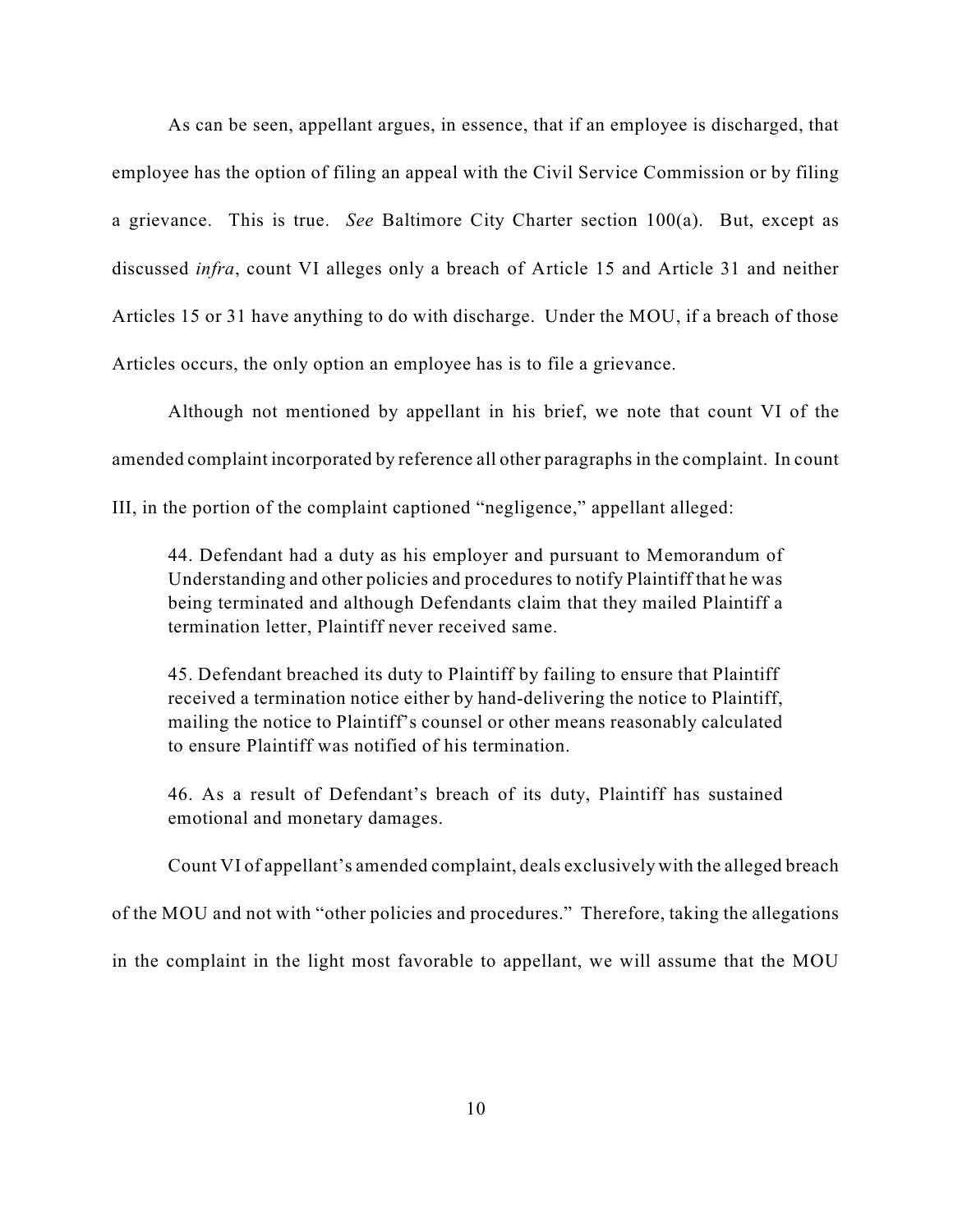As can be seen, appellant argues, in essence, that if an employee is discharged, that employee has the option of filing an appeal with the Civil Service Commission or by filing a grievance. This is true. *See* Baltimore City Charter section 100(a). But, except as discussed *infra*, count VI alleges only a breach of Article 15 and Article 31 and neither Articles 15 or 31 have anything to do with discharge. Under the MOU, if a breach of those Articles occurs, the only option an employee has is to file a grievance.

Although not mentioned by appellant in his brief, we note that count VI of the amended complaint incorporated by reference all other paragraphs in the complaint. In count III, in the portion of the complaint captioned "negligence," appellant alleged:

> 44. Defendant had a duty as his employer and pursuant to Memorandum of Understanding and other policies and procedures to notify Plaintiff that he was being terminated and although Defendants claim that they mailed Plaintiff a termination letter, Plaintiff never received same.
>
> 45. Defendant breached its duty to Plaintiff by failing to ensure that Plaintiff received a termination notice either by hand-delivering the notice to Plaintiff, mailing the notice to Plaintiff's counsel or other means reasonably calculated to ensure Plaintiff was notified of his termination.
>
> 46. As a result of Defendant's breach of its duty, Plaintiff has sustained emotional and monetary damages.

Count VI of appellant's amended complaint, deals exclusively with the alleged breach of the MOU and not with "other policies and procedures." Therefore, taking the allegations in the complaint in the light most favorable to appellant, we will assume that the MOU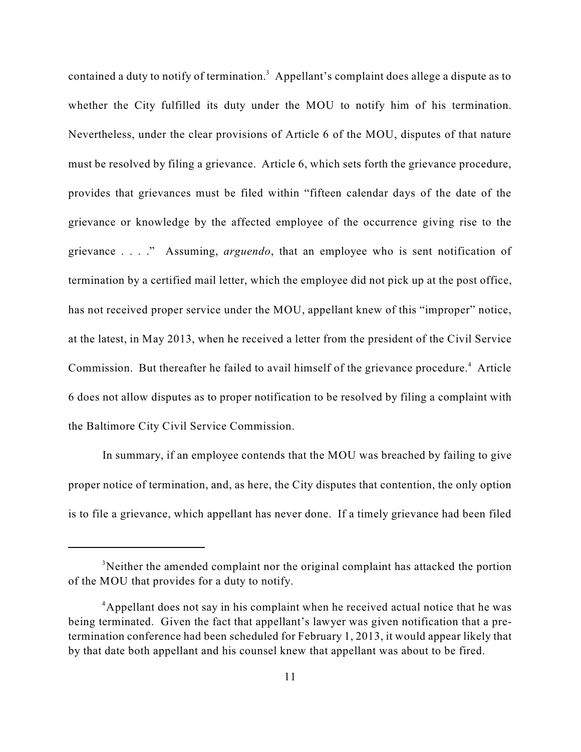contained a duty to notify of termination.[3] Appellant's complaint does allege a dispute as to whether the City fulfilled its duty under the MOU to notify him of his termination. Nevertheless, under the clear provisions of Article 6 of the MOU, disputes of that nature must be resolved by filing a grievance. Article 6, which sets forth the grievance procedure, provides that grievances must be filed within "fifteen calendar days of the date of the grievance or knowledge by the affected employee of the occurrence giving rise to the grievance . . . ." Assuming, *arguendo*, that an employee who is sent notification of termination by a certified mail letter, which the employee did not pick up at the post office, has not received proper service under the MOU, appellant knew of this "improper" notice, at the latest, in May 2013, when he received a letter from the president of the Civil Service Commission. But thereafter he failed to avail himself of the grievance procedure.[4] Article 6 does not allow disputes as to proper notification to be resolved by filing a complaint with the Baltimore City Civil Service Commission.

In summary, if an employee contends that the MOU was breached by failing to give proper notice of termination, and, as here, the City disputes that contention, the only option is to file a grievance, which appellant has never done. If a timely grievance had been filed

---

[3]Neither the amended complaint nor the original complaint has attacked the portion of the MOU that provides for a duty to notify.

[4]Appellant does not say in his complaint when he received actual notice that he was being terminated. Given the fact that appellant's lawyer was given notification that a pre-termination conference had been scheduled for February 1, 2013, it would appear likely that by that date both appellant and his counsel knew that appellant was about to be fired.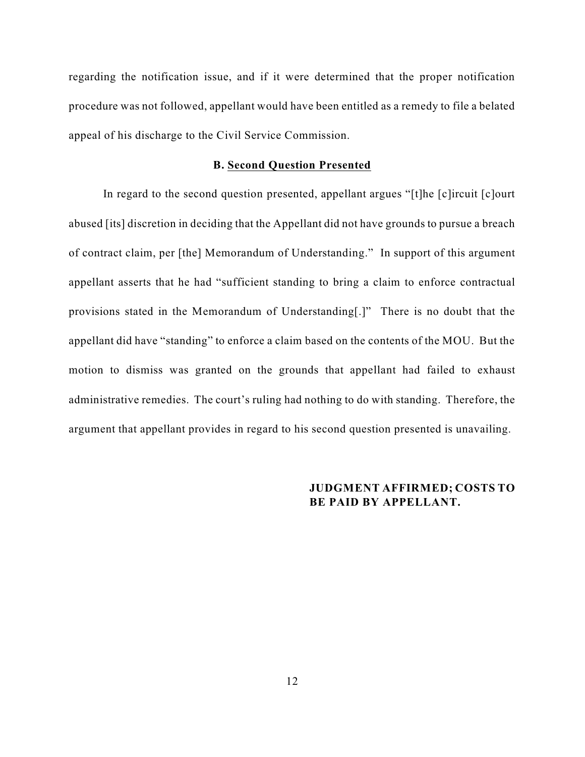regarding the notification issue, and if it were determined that the proper notification procedure was not followed, appellant would have been entitled as a remedy to file a belated appeal of his discharge to the Civil Service Commission.

### B. Second Question Presented

In regard to the second question presented, appellant argues "[t]he [c]ircuit [c]ourt abused [its] discretion in deciding that the Appellant did not have grounds to pursue a breach of contract claim, per [the] Memorandum of Understanding." In support of this argument appellant asserts that he had "sufficient standing to bring a claim to enforce contractual provisions stated in the Memorandum of Understanding[.]" There is no doubt that the appellant did have "standing" to enforce a claim based on the contents of the MOU. But the motion to dismiss was granted on the grounds that appellant had failed to exhaust administrative remedies. The court's ruling had nothing to do with standing. Therefore, the argument that appellant provides in regard to his second question presented is unavailing.

**JUDGMENT AFFIRMED; COSTS TO BE PAID BY APPELLANT.**